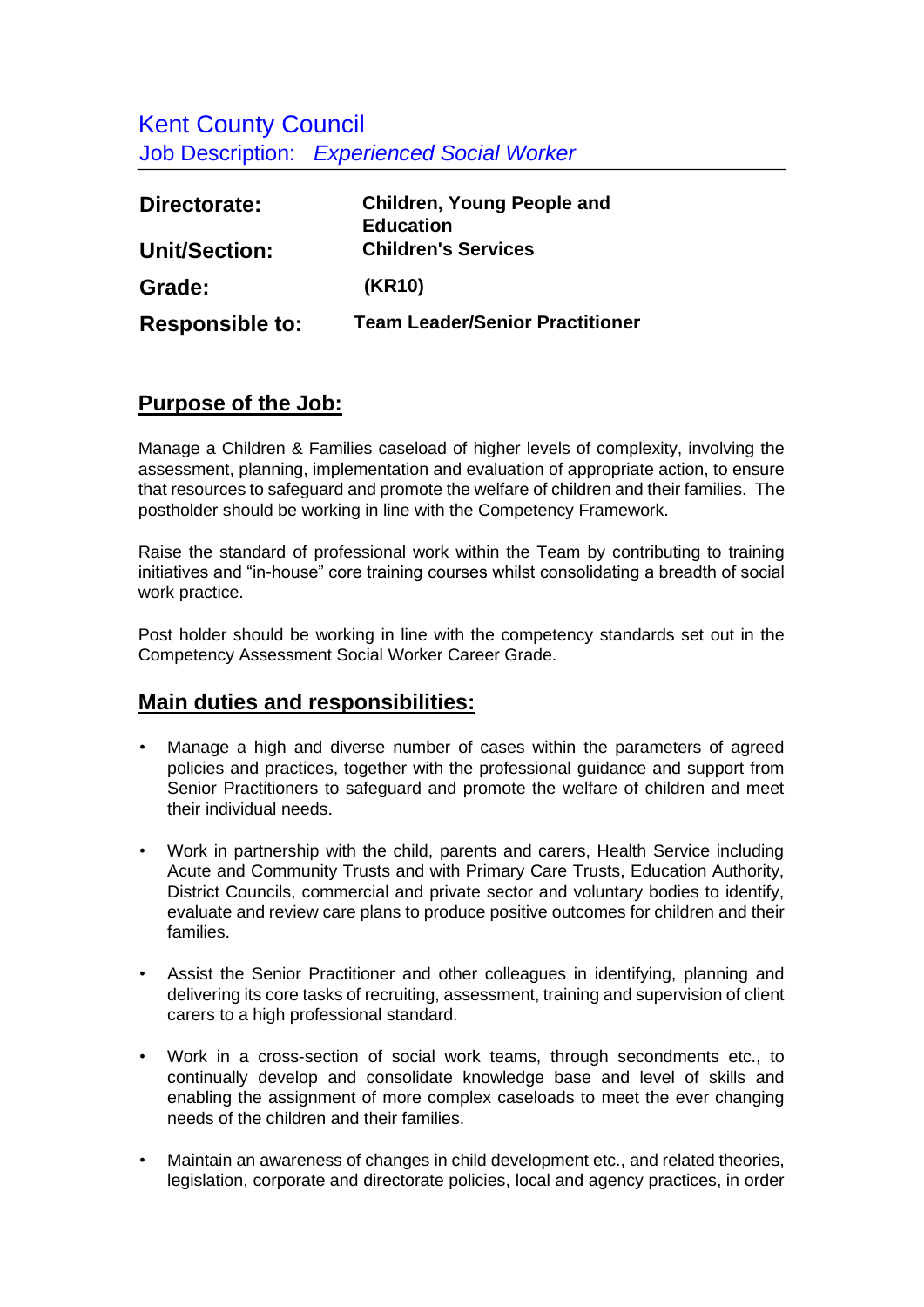# Kent County Council

Job Description: *Experienced Social Worker*

| | |
|---|---|
| **Directorate:** | **Children, Young People and Education** |
| **Unit/Section:** | **Children's Services** |
| **Grade:** | **(KR10)** |
| **Responsible to:** | **Team Leader/Senior Practitioner** |

## Purpose of the Job:

Manage a Children & Families caseload of higher levels of complexity, involving the assessment, planning, implementation and evaluation of appropriate action, to ensure that resources to safeguard and promote the welfare of children and their families. The postholder should be working in line with the Competency Framework.

Raise the standard of professional work within the Team by contributing to training initiatives and "in-house" core training courses whilst consolidating a breadth of social work practice.

Post holder should be working in line with the competency standards set out in the Competency Assessment Social Worker Career Grade.

## Main duties and responsibilities:

- Manage a high and diverse number of cases within the parameters of agreed policies and practices, together with the professional guidance and support from Senior Practitioners to safeguard and promote the welfare of children and meet their individual needs.

- Work in partnership with the child, parents and carers, Health Service including Acute and Community Trusts and with Primary Care Trusts, Education Authority, District Councils, commercial and private sector and voluntary bodies to identify, evaluate and review care plans to produce positive outcomes for children and their families.

- Assist the Senior Practitioner and other colleagues in identifying, planning and delivering its core tasks of recruiting, assessment, training and supervision of client carers to a high professional standard.

- Work in a cross-section of social work teams, through secondments etc., to continually develop and consolidate knowledge base and level of skills and enabling the assignment of more complex caseloads to meet the ever changing needs of the children and their families.

- Maintain an awareness of changes in child development etc., and related theories, legislation, corporate and directorate policies, local and agency practices, in order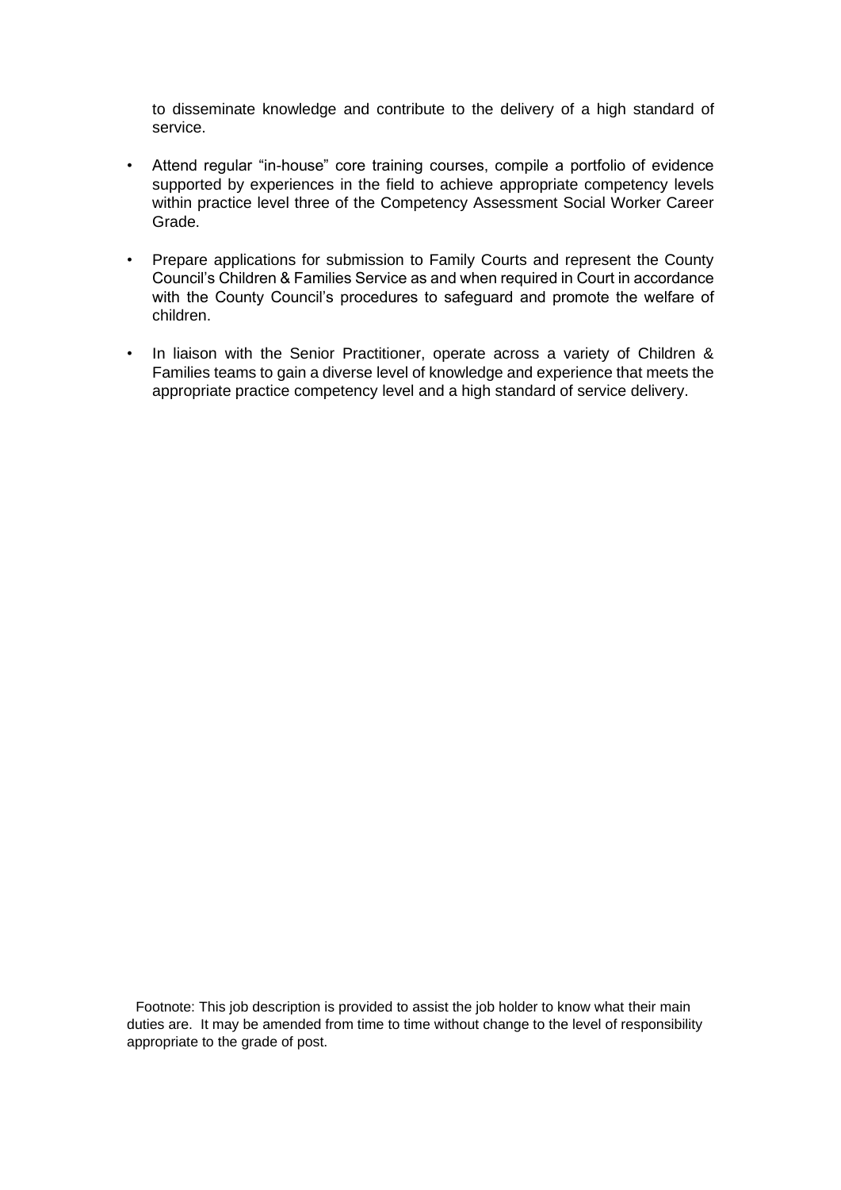to disseminate knowledge and contribute to the delivery of a high standard of service.

- Attend regular “in-house” core training courses, compile a portfolio of evidence supported by experiences in the field to achieve appropriate competency levels within practice level three of the Competency Assessment Social Worker Career Grade.

- Prepare applications for submission to Family Courts and represent the County Council’s Children & Families Service as and when required in Court in accordance with the County Council’s procedures to safeguard and promote the welfare of children.

- In liaison with the Senior Practitioner, operate across a variety of Children & Families teams to gain a diverse level of knowledge and experience that meets the appropriate practice competency level and a high standard of service delivery.

Footnote: This job description is provided to assist the job holder to know what their main duties are. It may be amended from time to time without change to the level of responsibility appropriate to the grade of post.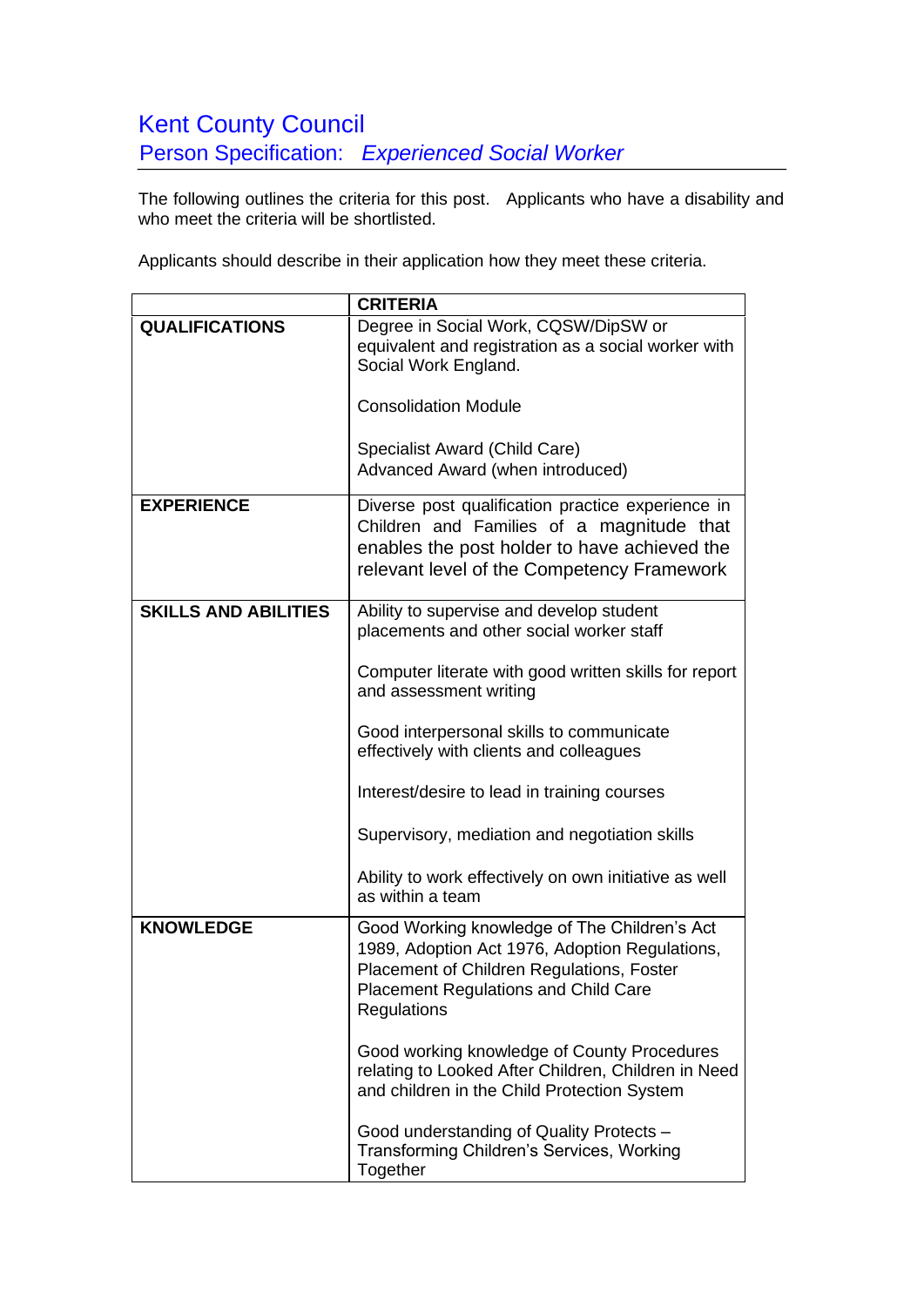# Kent County Council

## Person Specification: *Experienced Social Worker*

The following outlines the criteria for this post. Applicants who have a disability and who meet the criteria will be shortlisted.

Applicants should describe in their application how they meet these criteria.

| | CRITERIA |
|---|---|
| **QUALIFICATIONS** | Degree in Social Work, CQSW/DipSW or equivalent and registration as a social worker with Social Work England.<br><br>Consolidation Module<br><br>Specialist Award (Child Care)<br>Advanced Award (when introduced) |
| **EXPERIENCE** | Diverse post qualification practice experience in Children and Families of a magnitude that enables the post holder to have achieved the relevant level of the Competency Framework |
| **SKILLS AND ABILITIES** | Ability to supervise and develop student placements and other social worker staff<br><br>Computer literate with good written skills for report and assessment writing<br><br>Good interpersonal skills to communicate effectively with clients and colleagues<br><br>Interest/desire to lead in training courses<br><br>Supervisory, mediation and negotiation skills<br><br>Ability to work effectively on own initiative as well as within a team |
| **KNOWLEDGE** | Good Working knowledge of The Children's Act 1989, Adoption Act 1976, Adoption Regulations, Placement of Children Regulations, Foster Placement Regulations and Child Care Regulations<br><br>Good working knowledge of County Procedures relating to Looked After Children, Children in Need and children in the Child Protection System<br><br>Good understanding of Quality Protects – Transforming Children's Services, Working Together |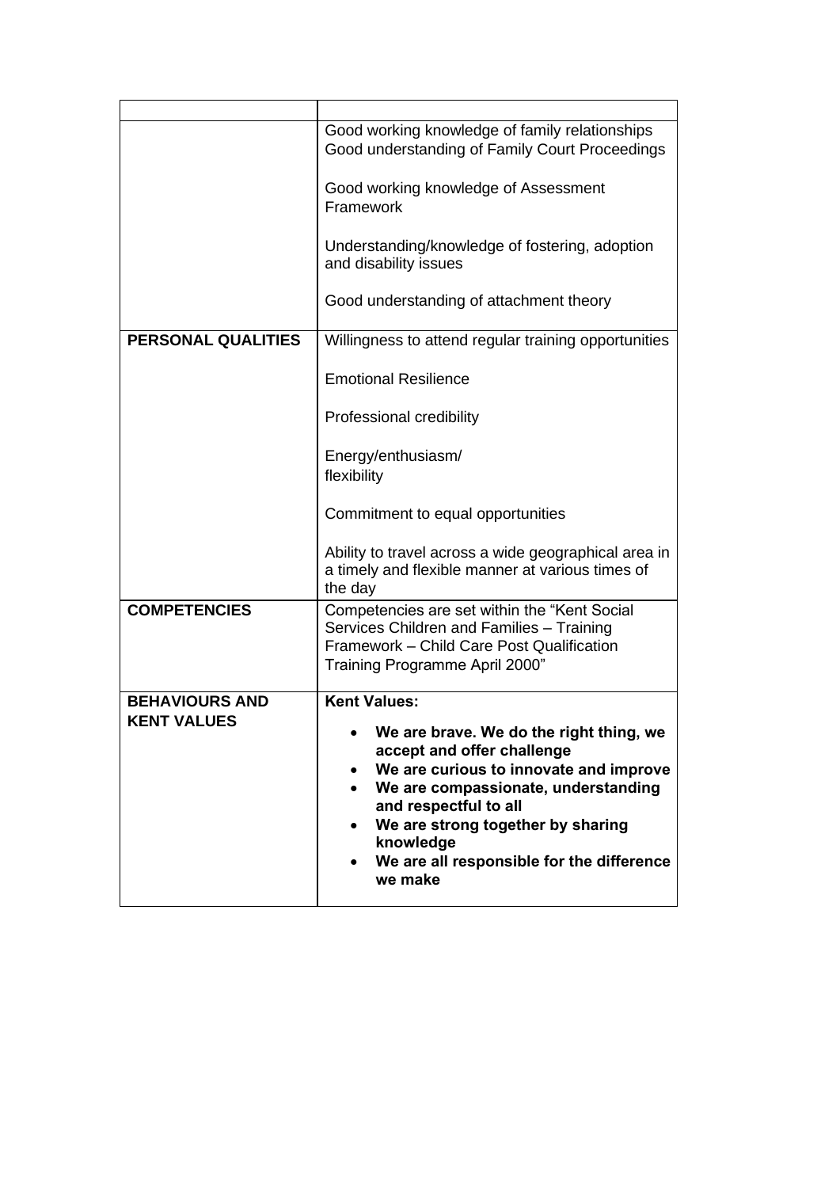| | |
|---|---|
| | Good working knowledge of family relationships<br>Good understanding of Family Court Proceedings<br><br>Good working knowledge of Assessment Framework<br><br>Understanding/knowledge of fostering, adoption and disability issues<br><br>Good understanding of attachment theory |
| **PERSONAL QUALITIES** | Willingness to attend regular training opportunities<br><br>Emotional Resilience<br><br>Professional credibility<br><br>Energy/enthusiasm/<br>flexibility<br><br>Commitment to equal opportunities<br><br>Ability to travel across a wide geographical area in a timely and flexible manner at various times of the day |
| **COMPETENCIES** | Competencies are set within the "Kent Social Services Children and Families – Training Framework – Child Care Post Qualification Training Programme April 2000" |
| **BEHAVIOURS AND KENT VALUES** | **Kent Values:**<br>• **We are brave. We do the right thing, we accept and offer challenge**<br>• **We are curious to innovate and improve**<br>• **We are compassionate, understanding and respectful to all**<br>• **We are strong together by sharing knowledge**<br>• **We are all responsible for the difference we make** |